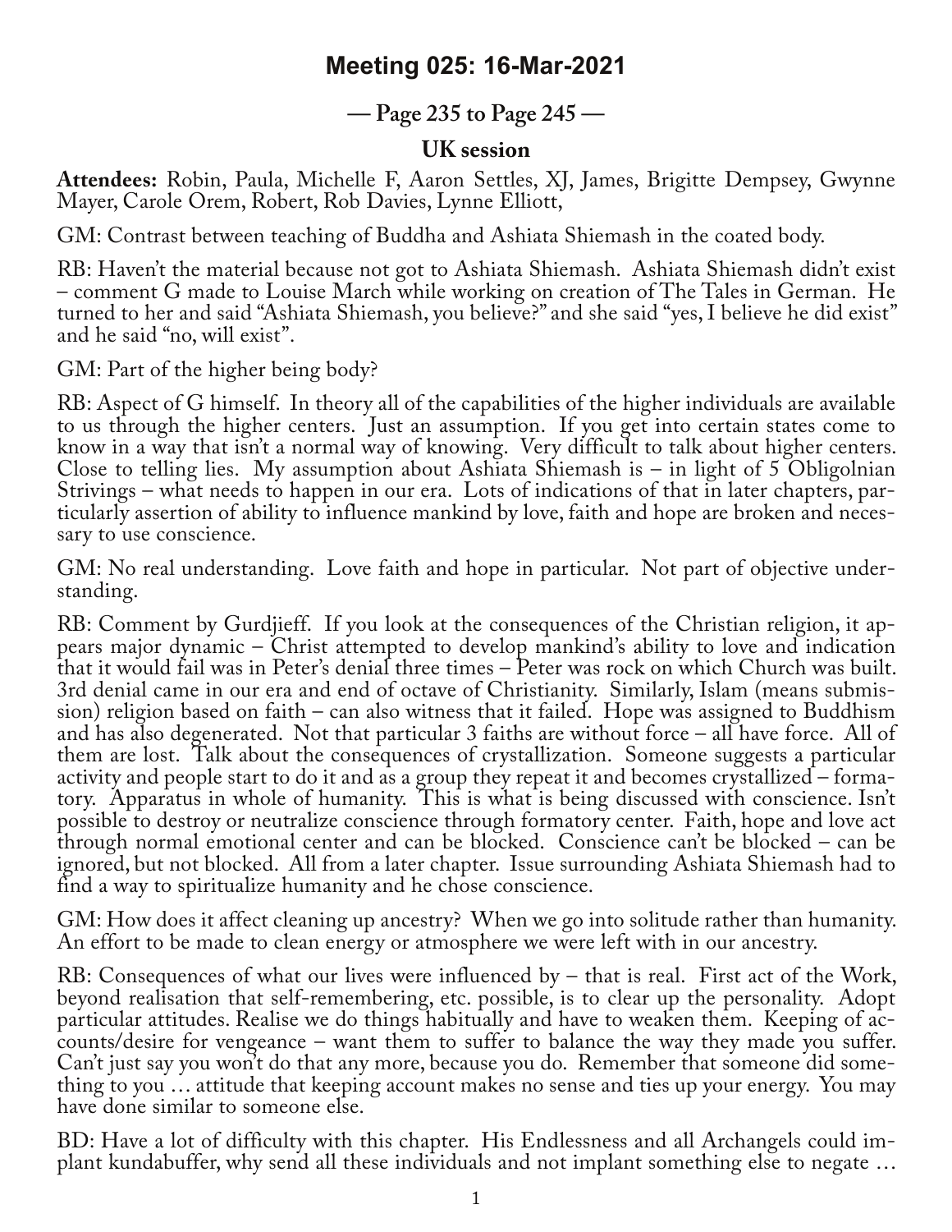# Meeting 025: 16-Mar-2021

## — Page 235 to Page 245 —

### UK session

**Attendees:** Robin, Paula, Michelle F, Aaron Settles, XJ, James, Brigitte Dempsey, Gwynne Mayer, Carole Orem, Robert, Rob Davies, Lynne Elliott,

GM: Contrast between teaching of Buddha and Ashiata Shiemash in the coated body.

RB: Haven't the material because not got to Ashiata Shiemash. Ashiata Shiemash didn't exist – comment G made to Louise March while working on creation of The Tales in German. He turned to her and said "Ashiata Shiemash, you believe?" and she said "yes, I believe he did exist" and he said "no, will exist".

GM: Part of the higher being body?

RB: Aspect of G himself. In theory all of the capabilities of the higher individuals are available to us through the higher centers. Just an assumption. If you get into certain states come to know in a way that isn't a normal way of knowing. Very difficult to talk about higher centers. Close to telling lies. My assumption about Ashiata Shiemash is – in light of 5 Obligolnian Strivings – what needs to happen in our era. Lots of indications of that in later chapters, particularly assertion of ability to influence mankind by love, faith and hope are broken and necessary to use conscience.

GM: No real understanding. Love faith and hope in particular. Not part of objective understanding.

RB: Comment by Gurdjieff. If you look at the consequences of the Christian religion, it appears major dynamic – Christ attempted to develop mankind's ability to love and indication that it would fail was in Peter's denial three times – Peter was rock on which Church was built. 3rd denial came in our era and end of octave of Christianity. Similarly, Islam (means submission) religion based on faith – can also witness that it failed. Hope was assigned to Buddhism and has also degenerated. Not that particular 3 faiths are without force – all have force. All of them are lost. Talk about the consequences of crystallization. Someone suggests a particular activity and people start to do it and as a group they repeat it and becomes crystallized – formatory. Apparatus in whole of humanity. This is what is being discussed with conscience. Isn't possible to destroy or neutralize conscience through formatory center. Faith, hope and love act through normal emotional center and can be blocked. Conscience can't be blocked – can be ignored, but not blocked. All from a later chapter. Issue surrounding Ashiata Shiemash had to find a way to spiritualize humanity and he chose conscience.

GM: How does it affect cleaning up ancestry? When we go into solitude rather than humanity. An effort to be made to clean energy or atmosphere we were left with in our ancestry.

RB: Consequences of what our lives were influenced by – that is real. First act of the Work, beyond realisation that self-remembering, etc. possible, is to clear up the personality. Adopt particular attitudes. Realise we do things habitually and have to weaken them. Keeping of accounts/desire for vengeance – want them to suffer to balance the way they made you suffer. Can't just say you won't do that any more, because you do. Remember that someone did something to you … attitude that keeping account makes no sense and ties up your energy. You may have done similar to someone else.

BD: Have a lot of difficulty with this chapter. His Endlessness and all Archangels could implant kundabuffer, why send all these individuals and not implant something else to negate …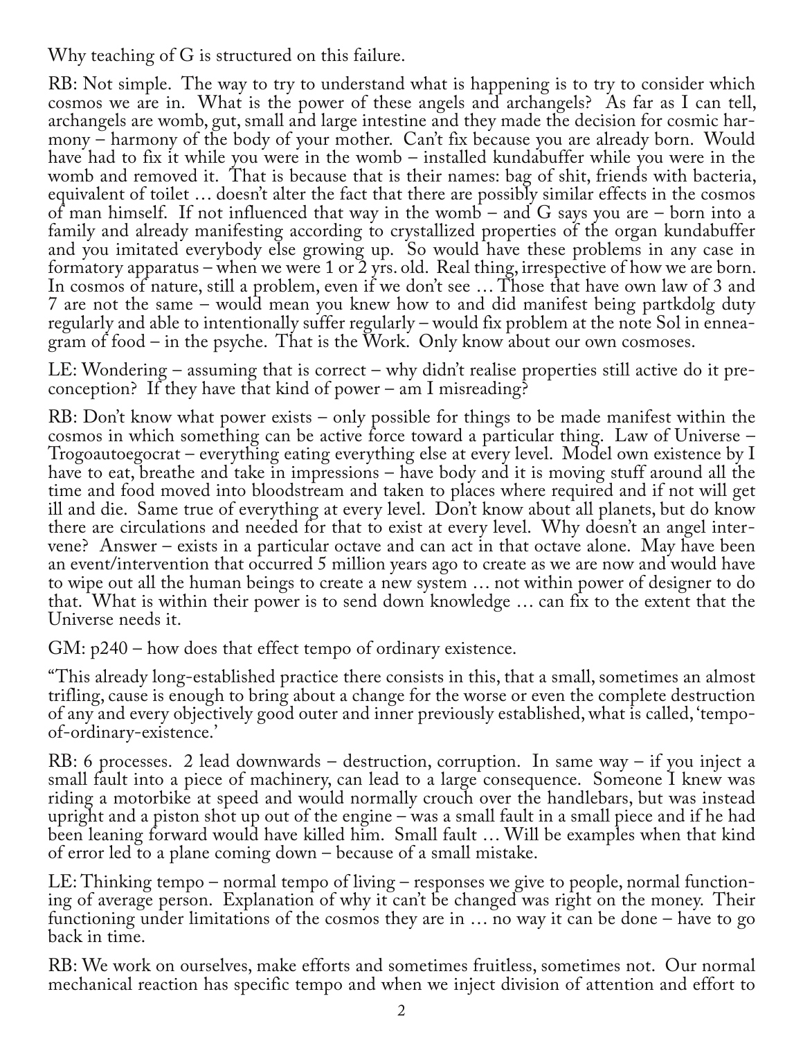Why teaching of G is structured on this failure.

RB: Not simple. The way to try to understand what is happening is to try to consider which cosmos we are in. What is the power of these angels and archangels? As far as I can tell, archangels are womb, gut, small and large intestine and they made the decision for cosmic harmony – harmony of the body of your mother. Can't fix because you are already born. Would have had to fix it while you were in the womb – installed kundabuffer while you were in the womb and removed it. That is because that is their names: bag of shit, friends with bacteria, equivalent of toilet … doesn't alter the fact that there are possibly similar effects in the cosmos of man himself. If not influenced that way in the womb – and G says you are – born into a family and already manifesting according to crystallized properties of the organ kundabuffer and you imitated everybody else growing up. So would have these problems in any case in formatory apparatus – when we were 1 or 2 yrs. old. Real thing, irrespective of how we are born. In cosmos of nature, still a problem, even if we don't see … Those that have own law of 3 and 7 are not the same – would mean you knew how to and did manifest being partkdolg duty regularly and able to intentionally suffer regularly – would fix problem at the note Sol in enneagram of food – in the psyche. That is the Work. Only know about our own cosmoses.

LE: Wondering – assuming that is correct – why didn't realise properties still active do it preconception? If they have that kind of power – am I misreading?

RB: Don't know what power exists – only possible for things to be made manifest within the cosmos in which something can be active force toward a particular thing. Law of Universe – Trogoautoegocrat – everything eating everything else at every level. Model own existence by I have to eat, breathe and take in impressions – have body and it is moving stuff around all the time and food moved into bloodstream and taken to places where required and if not will get ill and die. Same true of everything at every level. Don't know about all planets, but do know there are circulations and needed for that to exist at every level. Why doesn't an angel intervene? Answer – exists in a particular octave and can act in that octave alone. May have been an event/intervention that occurred 5 million years ago to create as we are now and would have to wipe out all the human beings to create a new system … not within power of designer to do that. What is within their power is to send down knowledge … can fix to the extent that the Universe needs it.

GM: p240 – how does that effect tempo of ordinary existence.

"This already long-established practice there consists in this, that a small, sometimes an almost trifling, cause is enough to bring about a change for the worse or even the complete destruction of any and every objectively good outer and inner previously established, what is called, 'tempo-of-ordinary-existence.'

RB: 6 processes. 2 lead downwards – destruction, corruption. In same way – if you inject a small fault into a piece of machinery, can lead to a large consequence. Someone I knew was riding a motorbike at speed and would normally crouch over the handlebars, but was instead upright and a piston shot up out of the engine – was a small fault in a small piece and if he had been leaning forward would have killed him. Small fault … Will be examples when that kind of error led to a plane coming down – because of a small mistake.

LE: Thinking tempo – normal tempo of living – responses we give to people, normal functioning of average person. Explanation of why it can't be changed was right on the money. Their functioning under limitations of the cosmos they are in … no way it can be done – have to go back in time.

RB: We work on ourselves, make efforts and sometimes fruitless, sometimes not. Our normal mechanical reaction has specific tempo and when we inject division of attention and effort to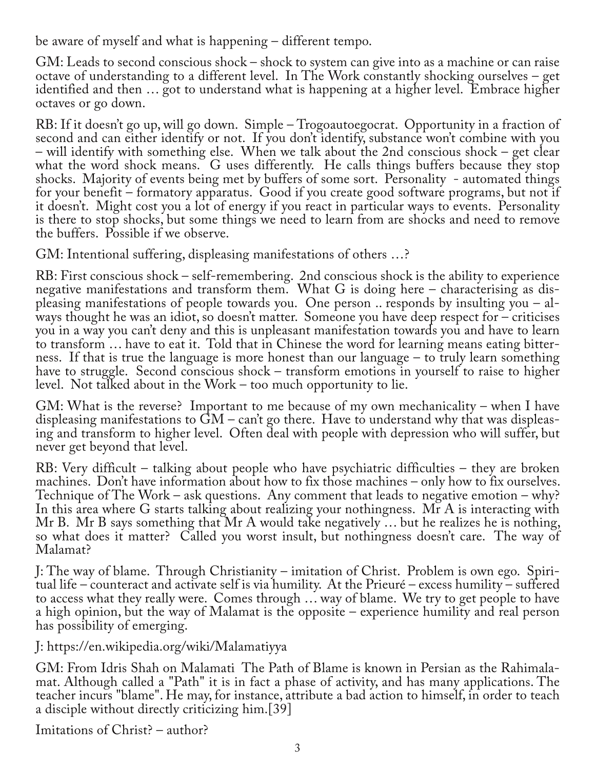be aware of myself and what is happening – different tempo.

GM: Leads to second conscious shock – shock to system can give into as a machine or can raise octave of understanding to a different level. In The Work constantly shocking ourselves – get identified and then … got to understand what is happening at a higher level. Embrace higher octaves or go down.

RB: If it doesn't go up, will go down. Simple – Trogoautoegocrat. Opportunity in a fraction of second and can either identify or not. If you don't identify, substance won't combine with you – will identify with something else. When we talk about the 2nd conscious shock – get clear what the word shock means. G uses differently. He calls things buffers because they stop shocks. Majority of events being met by buffers of some sort. Personality - automated things for your benefit – formatory apparatus. Good if you create good software programs, but not if it doesn't. Might cost you a lot of energy if you react in particular ways to events. Personality is there to stop shocks, but some things we need to learn from are shocks and need to remove the buffers. Possible if we observe.

GM: Intentional suffering, displeasing manifestations of others …?

RB: First conscious shock – self-remembering. 2nd conscious shock is the ability to experience negative manifestations and transform them. What G is doing here – characterising as displeasing manifestations of people towards you. One person .. responds by insulting you – always thought he was an idiot, so doesn't matter. Someone you have deep respect for – criticises you in a way you can't deny and this is unpleasant manifestation towards you and have to learn to transform … have to eat it. Told that in Chinese the word for learning means eating bitterness. If that is true the language is more honest than our language – to truly learn something have to struggle. Second conscious shock – transform emotions in yourself to raise to higher level. Not talked about in the Work – too much opportunity to lie.

GM: What is the reverse? Important to me because of my own mechanicality – when I have displeasing manifestations to GM – can't go there. Have to understand why that was displeasing and transform to higher level. Often deal with people with depression who will suffer, but never get beyond that level.

RB: Very difficult – talking about people who have psychiatric difficulties – they are broken machines. Don't have information about how to fix those machines – only how to fix ourselves. Technique of The Work – ask questions. Any comment that leads to negative emotion – why? In this area where G starts talking about realizing your nothingness. Mr A is interacting with Mr B. Mr B says something that Mr A would take negatively … but he realizes he is nothing, so what does it matter? Called you worst insult, but nothingness doesn't care. The way of Malamat?

J: The way of blame. Through Christianity – imitation of Christ. Problem is own ego. Spiritual life – counteract and activate self is via humility. At the Prieuré – excess humility – suffered to access what they really were. Comes through … way of blame. We try to get people to have a high opinion, but the way of Malamat is the opposite – experience humility and real person has possibility of emerging.

J: https://en.wikipedia.org/wiki/Malamatiyya

GM: From Idris Shah on Malamati The Path of Blame is known in Persian as the Rahimalamat. Although called a "Path" it is in fact a phase of activity, and has many applications. The teacher incurs "blame". He may, for instance, attribute a bad action to himself, in order to teach a disciple without directly criticizing him.[39]

Imitations of Christ? – author?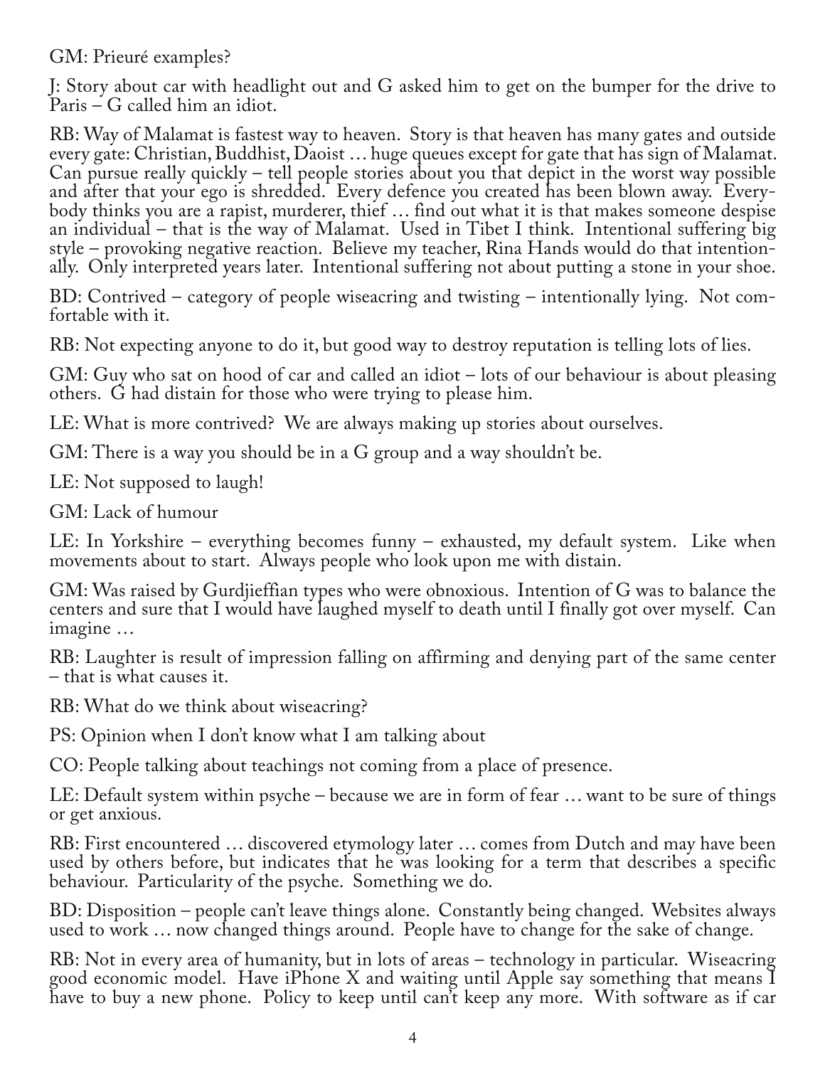GM: Prieuré examples?

J: Story about car with headlight out and G asked him to get on the bumper for the drive to Paris – G called him an idiot.

RB: Way of Malamat is fastest way to heaven. Story is that heaven has many gates and outside every gate: Christian, Buddhist, Daoist … huge queues except for gate that has sign of Malamat. Can pursue really quickly – tell people stories about you that depict in the worst way possible and after that your ego is shredded. Every defence you created has been blown away. Everybody thinks you are a rapist, murderer, thief … find out what it is that makes someone despise an individual – that is the way of Malamat. Used in Tibet I think. Intentional suffering big style – provoking negative reaction. Believe my teacher, Rina Hands would do that intentionally. Only interpreted years later. Intentional suffering not about putting a stone in your shoe.

BD: Contrived – category of people wiseacring and twisting – intentionally lying. Not comfortable with it.

RB: Not expecting anyone to do it, but good way to destroy reputation is telling lots of lies.

GM: Guy who sat on hood of car and called an idiot – lots of our behaviour is about pleasing others. G had distain for those who were trying to please him.

LE: What is more contrived? We are always making up stories about ourselves.

GM: There is a way you should be in a G group and a way shouldn't be.

LE: Not supposed to laugh!

GM: Lack of humour

LE: In Yorkshire – everything becomes funny – exhausted, my default system. Like when movements about to start. Always people who look upon me with distain.

GM: Was raised by Gurdjieffian types who were obnoxious. Intention of G was to balance the centers and sure that I would have laughed myself to death until I finally got over myself. Can imagine …

RB: Laughter is result of impression falling on affirming and denying part of the same center – that is what causes it.

RB: What do we think about wiseacring?

PS: Opinion when I don't know what I am talking about

CO: People talking about teachings not coming from a place of presence.

LE: Default system within psyche – because we are in form of fear … want to be sure of things or get anxious.

RB: First encountered … discovered etymology later … comes from Dutch and may have been used by others before, but indicates that he was looking for a term that describes a specific behaviour. Particularity of the psyche. Something we do.

BD: Disposition – people can't leave things alone. Constantly being changed. Websites always used to work … now changed things around. People have to change for the sake of change.

RB: Not in every area of humanity, but in lots of areas – technology in particular. Wiseacring good economic model. Have iPhone X and waiting until Apple say something that means I have to buy a new phone. Policy to keep until can't keep any more. With software as if car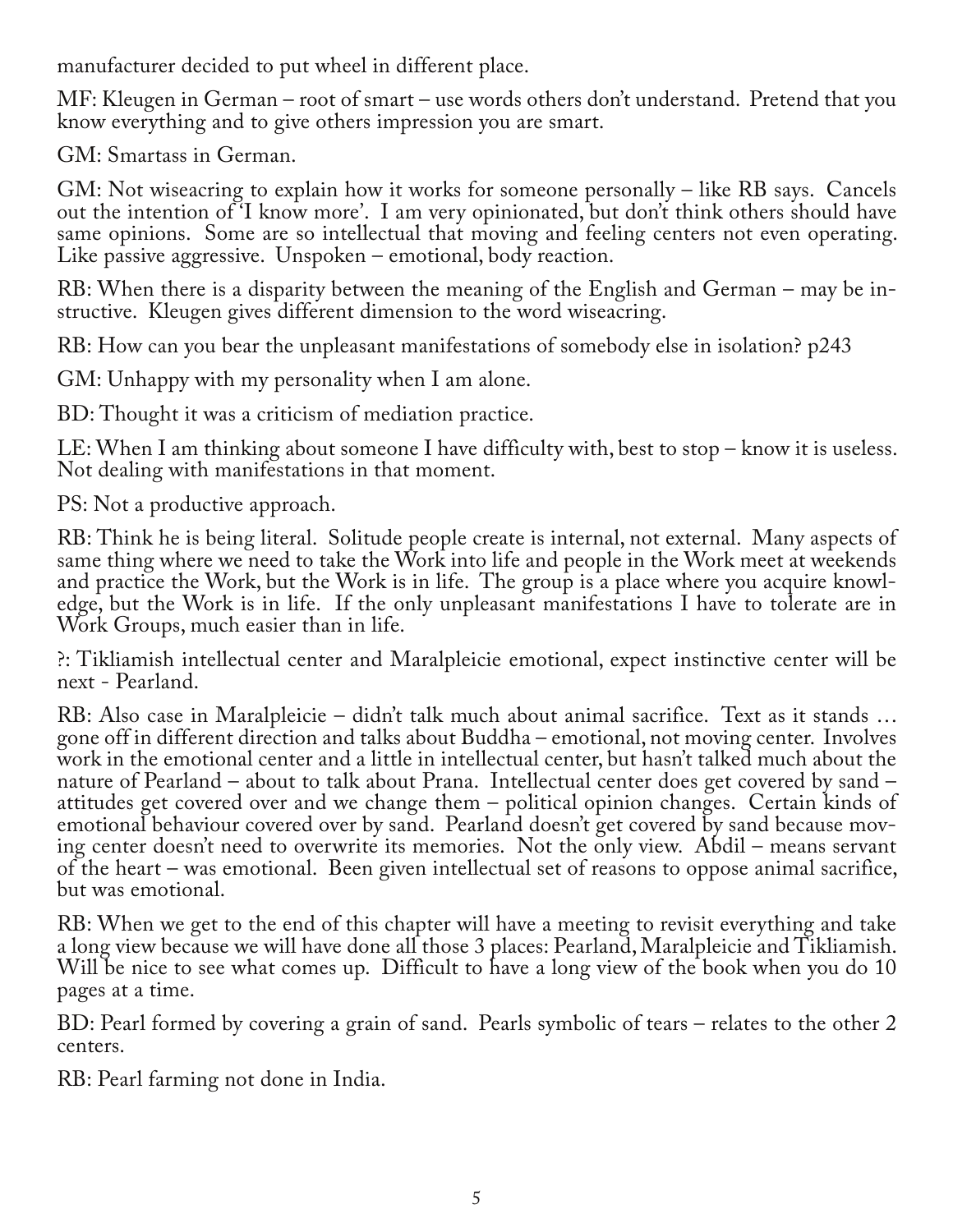manufacturer decided to put wheel in different place.

MF: Kleugen in German – root of smart – use words others don't understand. Pretend that you know everything and to give others impression you are smart.

GM: Smartass in German.

GM: Not wiseacring to explain how it works for someone personally – like RB says. Cancels out the intention of 'I know more'. I am very opinionated, but don't think others should have same opinions. Some are so intellectual that moving and feeling centers not even operating. Like passive aggressive. Unspoken – emotional, body reaction.

RB: When there is a disparity between the meaning of the English and German – may be instructive. Kleugen gives different dimension to the word wiseacring.

RB: How can you bear the unpleasant manifestations of somebody else in isolation? p243

GM: Unhappy with my personality when I am alone.

BD: Thought it was a criticism of mediation practice.

LE: When I am thinking about someone I have difficulty with, best to stop – know it is useless. Not dealing with manifestations in that moment.

PS: Not a productive approach.

RB: Think he is being literal. Solitude people create is internal, not external. Many aspects of same thing where we need to take the Work into life and people in the Work meet at weekends and practice the Work, but the Work is in life. The group is a place where you acquire knowledge, but the Work is in life. If the only unpleasant manifestations I have to tolerate are in Work Groups, much easier than in life.

?: Tikliamish intellectual center and Maralpleicie emotional, expect instinctive center will be next - Pearland.

RB: Also case in Maralpleicie – didn't talk much about animal sacrifice. Text as it stands … gone off in different direction and talks about Buddha – emotional, not moving center. Involves work in the emotional center and a little in intellectual center, but hasn't talked much about the nature of Pearland – about to talk about Prana. Intellectual center does get covered by sand – attitudes get covered over and we change them – political opinion changes. Certain kinds of emotional behaviour covered over by sand. Pearland doesn't get covered by sand because moving center doesn't need to overwrite its memories. Not the only view. Abdil – means servant of the heart – was emotional. Been given intellectual set of reasons to oppose animal sacrifice, but was emotional.

RB: When we get to the end of this chapter will have a meeting to revisit everything and take a long view because we will have done all those 3 places: Pearland, Maralpleicie and Tikliamish. Will be nice to see what comes up. Difficult to have a long view of the book when you do 10 pages at a time.

BD: Pearl formed by covering a grain of sand. Pearls symbolic of tears – relates to the other 2 centers.

RB: Pearl farming not done in India.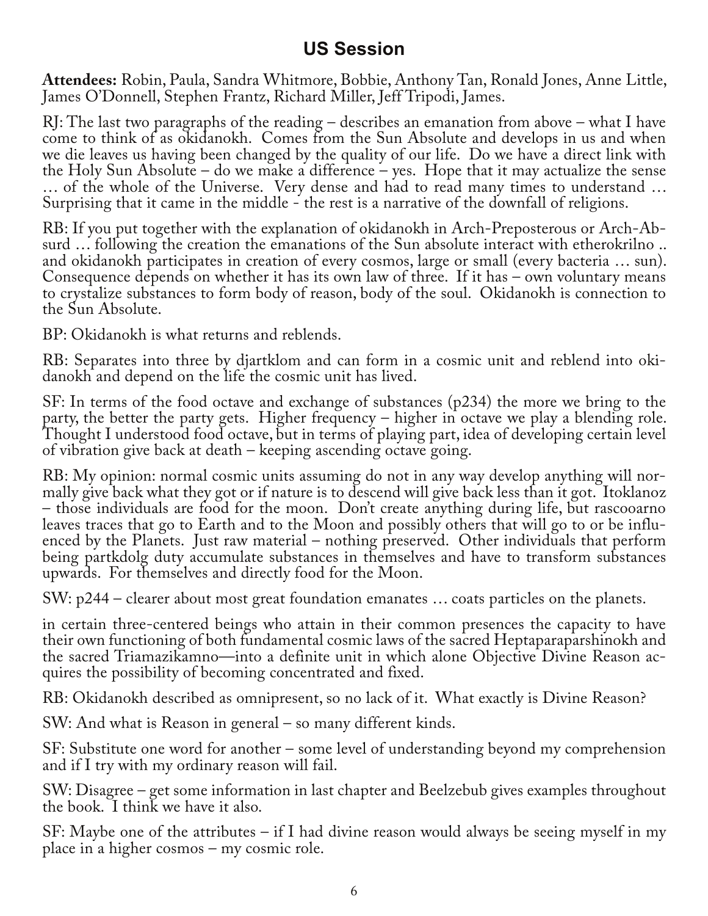## US Session

**Attendees:** Robin, Paula, Sandra Whitmore, Bobbie, Anthony Tan, Ronald Jones, Anne Little, James O'Donnell, Stephen Frantz, Richard Miller, Jeff Tripodi, James.

RJ: The last two paragraphs of the reading – describes an emanation from above – what I have come to think of as okidanokh. Comes from the Sun Absolute and develops in us and when we die leaves us having been changed by the quality of our life. Do we have a direct link with the Holy Sun Absolute – do we make a difference – yes. Hope that it may actualize the sense … of the whole of the Universe. Very dense and had to read many times to understand … Surprising that it came in the middle - the rest is a narrative of the downfall of religions.

RB: If you put together with the explanation of okidanokh in Arch-Preposterous or Arch-Absurd … following the creation the emanations of the Sun absolute interact with etherokrilno .. and okidanokh participates in creation of every cosmos, large or small (every bacteria … sun). Consequence depends on whether it has its own law of three. If it has – own voluntary means to crystalize substances to form body of reason, body of the soul. Okidanokh is connection to the Sun Absolute.

BP: Okidanokh is what returns and reblends.

RB: Separates into three by djartklom and can form in a cosmic unit and reblend into okidanokh and depend on the life the cosmic unit has lived.

SF: In terms of the food octave and exchange of substances (p234) the more we bring to the party, the better the party gets. Higher frequency – higher in octave we play a blending role. Thought I understood food octave, but in terms of playing part, idea of developing certain level of vibration give back at death – keeping ascending octave going.

RB: My opinion: normal cosmic units assuming do not in any way develop anything will normally give back what they got or if nature is to descend will give back less than it got. Itoklanoz – those individuals are food for the moon. Don't create anything during life, but rascooarno leaves traces that go to Earth and to the Moon and possibly others that will go to or be influenced by the Planets. Just raw material – nothing preserved. Other individuals that perform being partkdolg duty accumulate substances in themselves and have to transform substances upwards. For themselves and directly food for the Moon.

SW: p244 – clearer about most great foundation emanates … coats particles on the planets.

in certain three-centered beings who attain in their common presences the capacity to have their own functioning of both fundamental cosmic laws of the sacred Heptaparaparshinokh and the sacred Triamazikamno—into a definite unit in which alone Objective Divine Reason acquires the possibility of becoming concentrated and fixed.

RB: Okidanokh described as omnipresent, so no lack of it. What exactly is Divine Reason?

SW: And what is Reason in general – so many different kinds.

SF: Substitute one word for another – some level of understanding beyond my comprehension and if I try with my ordinary reason will fail.

SW: Disagree – get some information in last chapter and Beelzebub gives examples throughout the book. I think we have it also.

SF: Maybe one of the attributes – if I had divine reason would always be seeing myself in my place in a higher cosmos – my cosmic role.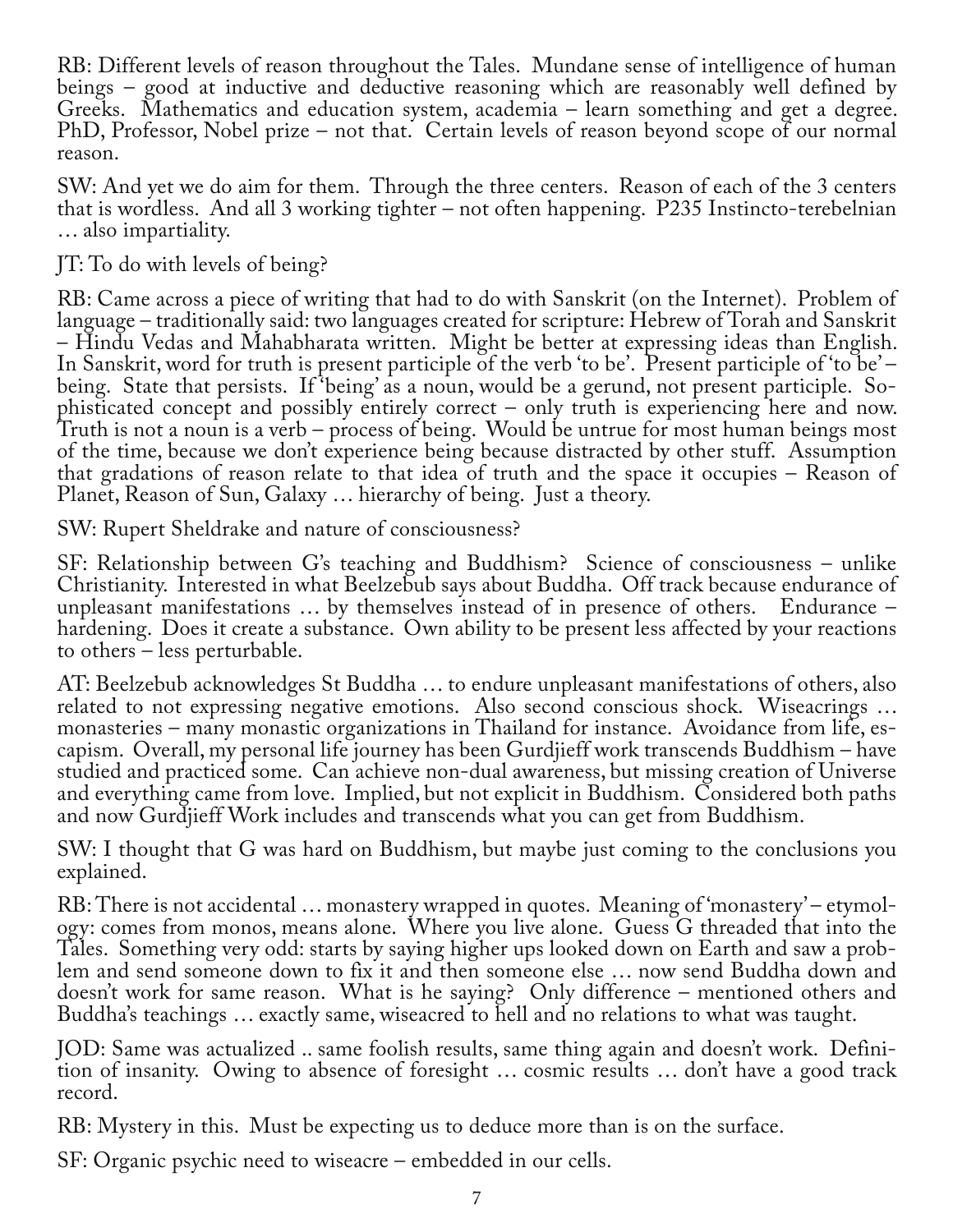RB: Different levels of reason throughout the Tales. Mundane sense of intelligence of human beings – good at inductive and deductive reasoning which are reasonably well defined by Greeks. Mathematics and education system, academia – learn something and get a degree. PhD, Professor, Nobel prize – not that. Certain levels of reason beyond scope of our normal reason.

SW: And yet we do aim for them. Through the three centers. Reason of each of the 3 centers that is wordless. And all 3 working tighter – not often happening. P235 Instincto-terebelnian … also impartiality.

JT: To do with levels of being?

RB: Came across a piece of writing that had to do with Sanskrit (on the Internet). Problem of language – traditionally said: two languages created for scripture: Hebrew of Torah and Sanskrit – Hindu Vedas and Mahabharata written. Might be better at expressing ideas than English. In Sanskrit, word for truth is present participle of the verb 'to be'. Present participle of 'to be' – being. State that persists. If 'being' as a noun, would be a gerund, not present participle. Sophisticated concept and possibly entirely correct – only truth is experiencing here and now. Truth is not a noun is a verb – process of being. Would be untrue for most human beings most of the time, because we don't experience being because distracted by other stuff. Assumption that gradations of reason relate to that idea of truth and the space it occupies – Reason of Planet, Reason of Sun, Galaxy … hierarchy of being. Just a theory.

SW: Rupert Sheldrake and nature of consciousness?

SF: Relationship between G's teaching and Buddhism? Science of consciousness – unlike Christianity. Interested in what Beelzebub says about Buddha. Off track because endurance of unpleasant manifestations … by themselves instead of in presence of others. Endurance – hardening. Does it create a substance. Own ability to be present less affected by your reactions to others – less perturbable.

AT: Beelzebub acknowledges St Buddha … to endure unpleasant manifestations of others, also related to not expressing negative emotions. Also second conscious shock. Wiseacrings … monasteries – many monastic organizations in Thailand for instance. Avoidance from life, escapism. Overall, my personal life journey has been Gurdjieff work transcends Buddhism – have studied and practiced some. Can achieve non-dual awareness, but missing creation of Universe and everything came from love. Implied, but not explicit in Buddhism. Considered both paths and now Gurdjieff Work includes and transcends what you can get from Buddhism.

SW: I thought that G was hard on Buddhism, but maybe just coming to the conclusions you explained.

RB: There is not accidental … monastery wrapped in quotes. Meaning of 'monastery' – etymology: comes from monos, means alone. Where you live alone. Guess G threaded that into the Tales. Something very odd: starts by saying higher ups looked down on Earth and saw a problem and send someone down to fix it and then someone else … now send Buddha down and doesn't work for same reason. What is he saying? Only difference – mentioned others and Buddha's teachings … exactly same, wiseacred to hell and no relations to what was taught.

JOD: Same was actualized .. same foolish results, same thing again and doesn't work. Definition of insanity. Owing to absence of foresight … cosmic results … don't have a good track record.

RB: Mystery in this. Must be expecting us to deduce more than is on the surface.

SF: Organic psychic need to wiseacre – embedded in our cells.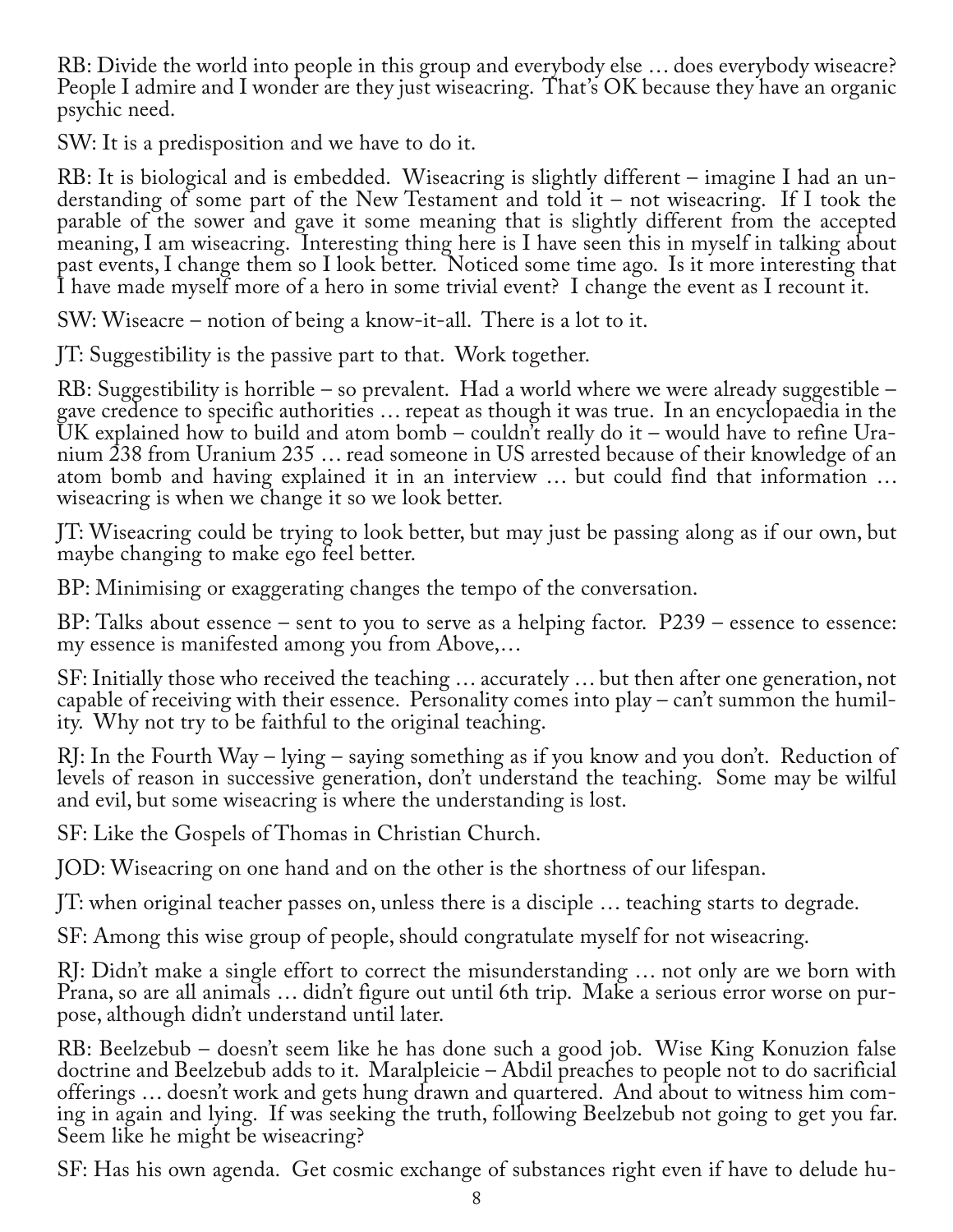RB: Divide the world into people in this group and everybody else … does everybody wiseacre? People I admire and I wonder are they just wiseacring. That's OK because they have an organic psychic need.

SW: It is a predisposition and we have to do it.

RB: It is biological and is embedded. Wiseacring is slightly different – imagine I had an understanding of some part of the New Testament and told it – not wiseacring. If I took the parable of the sower and gave it some meaning that is slightly different from the accepted meaning, I am wiseacring. Interesting thing here is I have seen this in myself in talking about past events, I change them so I look better. Noticed some time ago. Is it more interesting that I have made myself more of a hero in some trivial event? I change the event as I recount it.

SW: Wiseacre – notion of being a know-it-all. There is a lot to it.

JT: Suggestibility is the passive part to that. Work together.

RB: Suggestibility is horrible – so prevalent. Had a world where we were already suggestible – gave credence to specific authorities … repeat as though it was true. In an encyclopaedia in the UK explained how to build and atom bomb – couldn't really do it – would have to refine Uranium 238 from Uranium 235 … read someone in US arrested because of their knowledge of an atom bomb and having explained it in an interview … but could find that information … wiseacring is when we change it so we look better.

JT: Wiseacring could be trying to look better, but may just be passing along as if our own, but maybe changing to make ego feel better.

BP: Minimising or exaggerating changes the tempo of the conversation.

BP: Talks about essence – sent to you to serve as a helping factor. P239 – essence to essence: my essence is manifested among you from Above,…

SF: Initially those who received the teaching … accurately … but then after one generation, not capable of receiving with their essence. Personality comes into play – can't summon the humility. Why not try to be faithful to the original teaching.

RJ: In the Fourth Way – lying – saying something as if you know and you don't. Reduction of levels of reason in successive generation, don't understand the teaching. Some may be wilful and evil, but some wiseacring is where the understanding is lost.

SF: Like the Gospels of Thomas in Christian Church.

JOD: Wiseacring on one hand and on the other is the shortness of our lifespan.

JT: when original teacher passes on, unless there is a disciple … teaching starts to degrade.

SF: Among this wise group of people, should congratulate myself for not wiseacring.

RJ: Didn't make a single effort to correct the misunderstanding … not only are we born with Prana, so are all animals … didn't figure out until 6th trip. Make a serious error worse on purpose, although didn't understand until later.

RB: Beelzebub – doesn't seem like he has done such a good job. Wise King Konuzion false doctrine and Beelzebub adds to it. Maralpleicie – Abdil preaches to people not to do sacrificial offerings … doesn't work and gets hung drawn and quartered. And about to witness him coming in again and lying. If was seeking the truth, following Beelzebub not going to get you far. Seem like he might be wiseacring?

SF: Has his own agenda. Get cosmic exchange of substances right even if have to delude hu-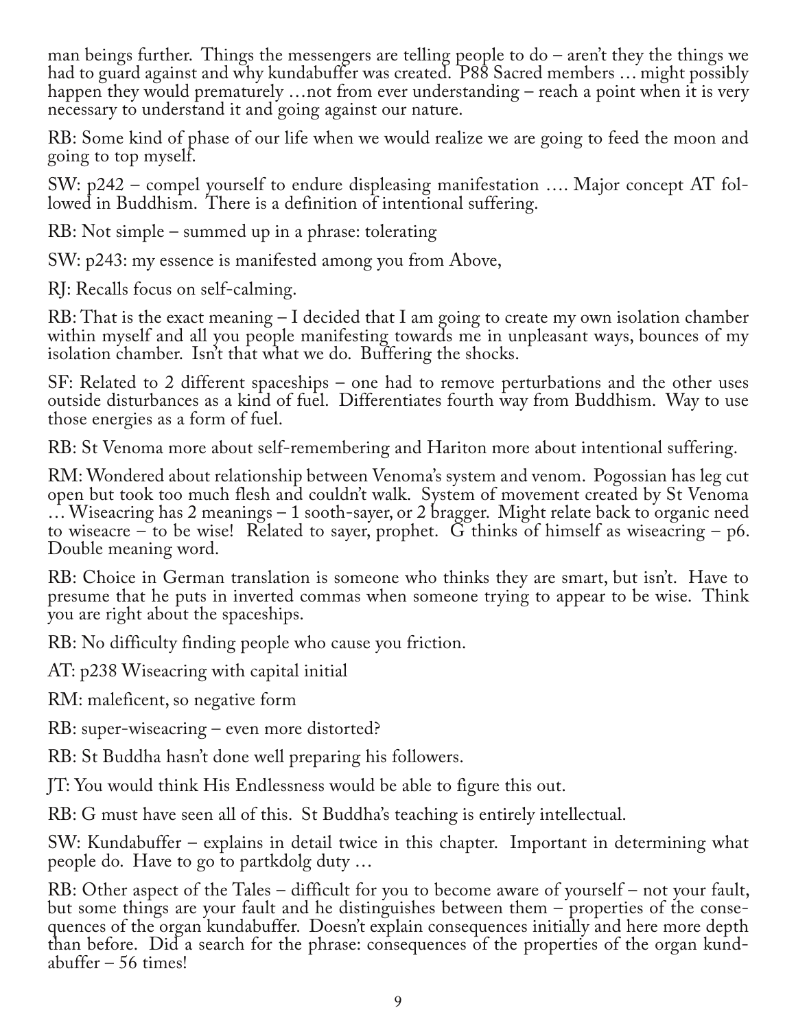man beings further. Things the messengers are telling people to do – aren't they the things we had to guard against and why kundabuffer was created. P88 Sacred members … might possibly happen they would prematurely …not from ever understanding – reach a point when it is very necessary to understand it and going against our nature.

RB: Some kind of phase of our life when we would realize we are going to feed the moon and going to top myself.

SW: p242 – compel yourself to endure displeasing manifestation …. Major concept AT followed in Buddhism. There is a definition of intentional suffering.

RB: Not simple – summed up in a phrase: tolerating

SW: p243: my essence is manifested among you from Above,

RJ: Recalls focus on self-calming.

RB: That is the exact meaning – I decided that I am going to create my own isolation chamber within myself and all you people manifesting towards me in unpleasant ways, bounces of my isolation chamber. Isn't that what we do. Buffering the shocks.

SF: Related to 2 different spaceships – one had to remove perturbations and the other uses outside disturbances as a kind of fuel. Differentiates fourth way from Buddhism. Way to use those energies as a form of fuel.

RB: St Venoma more about self-remembering and Hariton more about intentional suffering.

RM: Wondered about relationship between Venoma's system and venom. Pogossian has leg cut open but took too much flesh and couldn't walk. System of movement created by St Venoma … Wiseacring has 2 meanings – 1 sooth-sayer, or 2 bragger. Might relate back to organic need to wiseacre – to be wise! Related to sayer, prophet. G thinks of himself as wiseacring – p6. Double meaning word.

RB: Choice in German translation is someone who thinks they are smart, but isn't. Have to presume that he puts in inverted commas when someone trying to appear to be wise. Think you are right about the spaceships.

RB: No difficulty finding people who cause you friction.

AT: p238 Wiseacring with capital initial

RM: maleficent, so negative form

RB: super-wiseacring – even more distorted?

RB: St Buddha hasn't done well preparing his followers.

JT: You would think His Endlessness would be able to figure this out.

RB: G must have seen all of this. St Buddha's teaching is entirely intellectual.

SW: Kundabuffer – explains in detail twice in this chapter. Important in determining what people do. Have to go to partkdolg duty …

RB: Other aspect of the Tales – difficult for you to become aware of yourself – not your fault, but some things are your fault and he distinguishes between them – properties of the consequences of the organ kundabuffer. Doesn't explain consequences initially and here more depth than before. Did a search for the phrase: consequences of the properties of the organ kundabuffer – 56 times!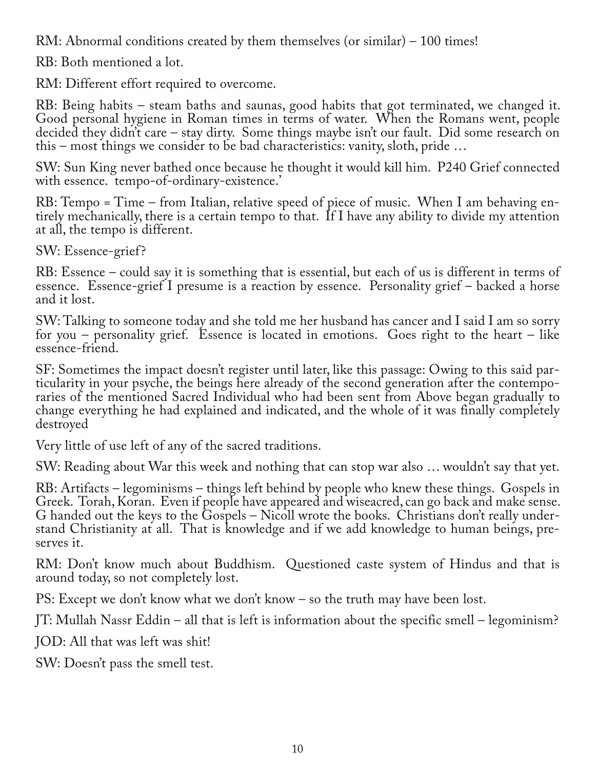RM: Abnormal conditions created by them themselves (or similar) – 100 times!

RB: Both mentioned a lot.

RM: Different effort required to overcome.

RB: Being habits – steam baths and saunas, good habits that got terminated, we changed it. Good personal hygiene in Roman times in terms of water. When the Romans went, people decided they didn't care – stay dirty. Some things maybe isn't our fault. Did some research on this – most things we consider to be bad characteristics: vanity, sloth, pride …

SW: Sun King never bathed once because he thought it would kill him. P240 Grief connected with essence. tempo-of-ordinary-existence.'

RB: Tempo = Time – from Italian, relative speed of piece of music. When I am behaving entirely mechanically, there is a certain tempo to that. If I have any ability to divide my attention at all, the tempo is different.

SW: Essence-grief?

RB: Essence – could say it is something that is essential, but each of us is different in terms of essence. Essence-grief I presume is a reaction by essence. Personality grief – backed a horse and it lost.

SW: Talking to someone today and she told me her husband has cancer and I said I am so sorry for you – personality grief. Essence is located in emotions. Goes right to the heart – like essence-friend.

SF: Sometimes the impact doesn't register until later, like this passage: Owing to this said particularity in your psyche, the beings here already of the second generation after the contemporaries of the mentioned Sacred Individual who had been sent from Above began gradually to change everything he had explained and indicated, and the whole of it was finally completely destroyed

Very little of use left of any of the sacred traditions.

SW: Reading about War this week and nothing that can stop war also … wouldn't say that yet.

RB: Artifacts – legominisms – things left behind by people who knew these things. Gospels in Greek. Torah, Koran. Even if people have appeared and wiseacred, can go back and make sense. G handed out the keys to the Gospels – Nicoll wrote the books. Christians don't really understand Christianity at all. That is knowledge and if we add knowledge to human beings, preserves it.

RM: Don't know much about Buddhism. Questioned caste system of Hindus and that is around today, so not completely lost.

PS: Except we don't know what we don't know – so the truth may have been lost.

JT: Mullah Nassr Eddin – all that is left is information about the specific smell – legominism?

JOD: All that was left was shit!

SW: Doesn't pass the smell test.